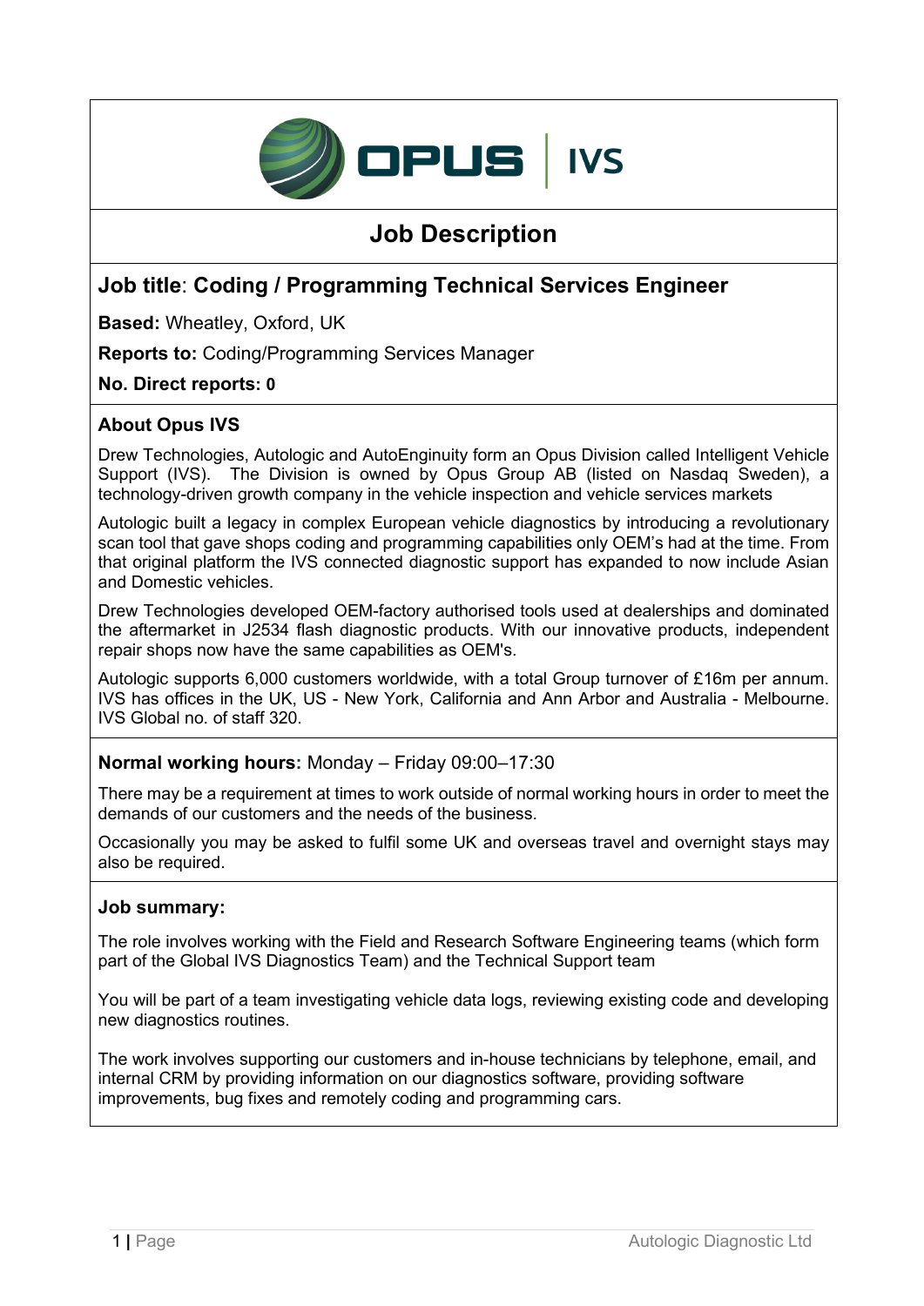OPUS | IVS

# Job Description

## Job title: Coding / Programming Technical Services Engineer

**Based:** Wheatley, Oxford, UK

**Reports to:** Coding/Programming Services Manager

**No. Direct reports: 0**

### About Opus IVS

Drew Technologies, Autologic and AutoEnginuity form an Opus Division called Intelligent Vehicle Support (IVS). The Division is owned by Opus Group AB (listed on Nasdaq Sweden), a technology-driven growth company in the vehicle inspection and vehicle services markets

Autologic built a legacy in complex European vehicle diagnostics by introducing a revolutionary scan tool that gave shops coding and programming capabilities only OEM's had at the time. From that original platform the IVS connected diagnostic support has expanded to now include Asian and Domestic vehicles.

Drew Technologies developed OEM-factory authorised tools used at dealerships and dominated the aftermarket in J2534 flash diagnostic products. With our innovative products, independent repair shops now have the same capabilities as OEM's.

Autologic supports 6,000 customers worldwide, with a total Group turnover of £16m per annum. IVS has offices in the UK, US - New York, California and Ann Arbor and Australia - Melbourne. IVS Global no. of staff 320.

**Normal working hours:** Monday – Friday 09:00–17:30

There may be a requirement at times to work outside of normal working hours in order to meet the demands of our customers and the needs of the business.

Occasionally you may be asked to fulfil some UK and overseas travel and overnight stays may also be required.

### Job summary:

The role involves working with the Field and Research Software Engineering teams (which form part of the Global IVS Diagnostics Team) and the Technical Support team

You will be part of a team investigating vehicle data logs, reviewing existing code and developing new diagnostics routines.

The work involves supporting our customers and in-house technicians by telephone, email, and internal CRM by providing information on our diagnostics software, providing software improvements, bug fixes and remotely coding and programming cars.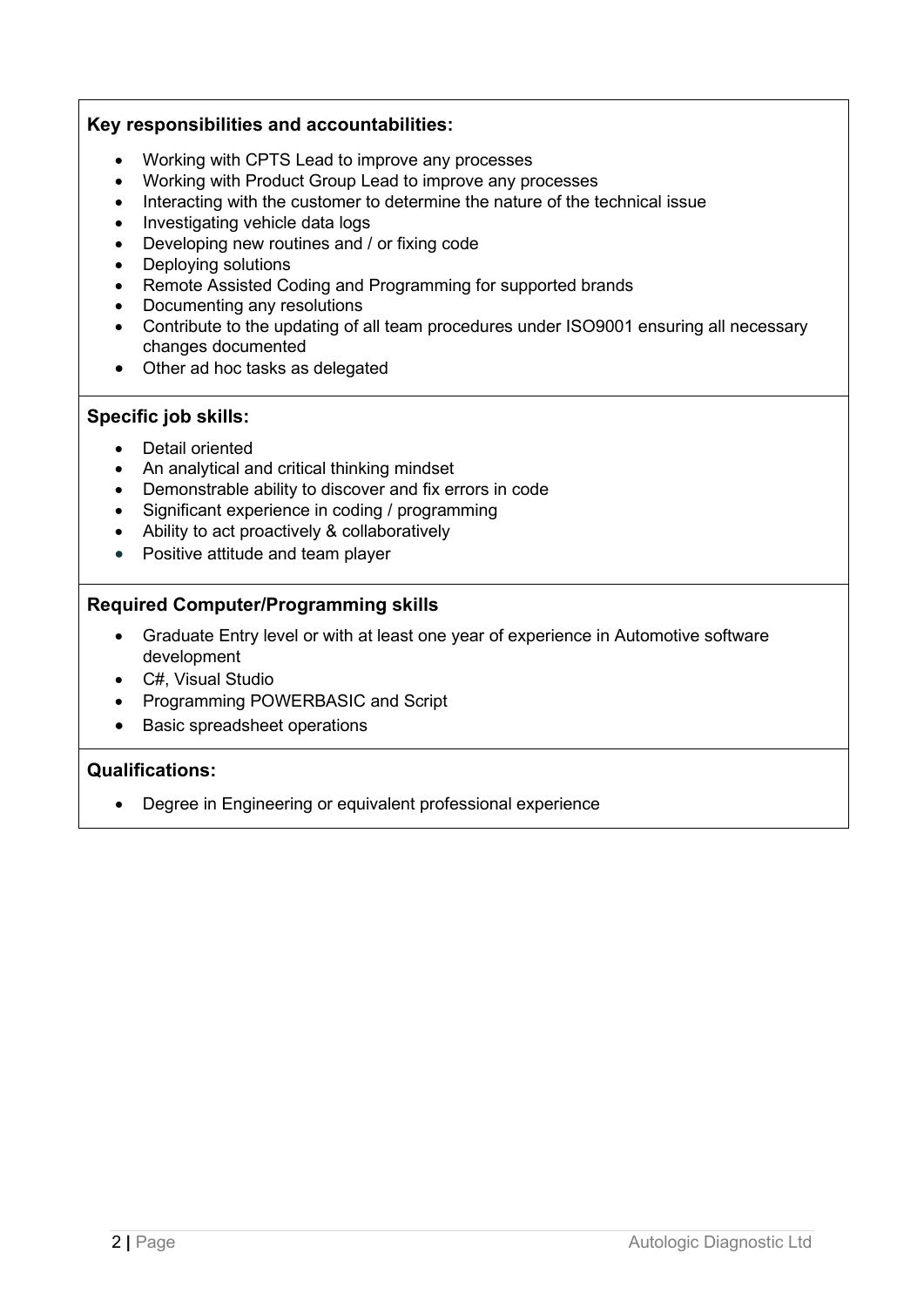**Key responsibilities and accountabilities:**

- Working with CPTS Lead to improve any processes
- Working with Product Group Lead to improve any processes
- Interacting with the customer to determine the nature of the technical issue
- Investigating vehicle data logs
- Developing new routines and / or fixing code
- Deploying solutions
- Remote Assisted Coding and Programming for supported brands
- Documenting any resolutions
- Contribute to the updating of all team procedures under ISO9001 ensuring all necessary changes documented
- Other ad hoc tasks as delegated

**Specific job skills:**

- Detail oriented
- An analytical and critical thinking mindset
- Demonstrable ability to discover and fix errors in code
- Significant experience in coding / programming
- Ability to act proactively & collaboratively
- Positive attitude and team player

**Required Computer/Programming skills**

- Graduate Entry level or with at least one year of experience in Automotive software development
- C#, Visual Studio
- Programming POWERBASIC and Script
- Basic spreadsheet operations

**Qualifications:**

- Degree in Engineering or equivalent professional experience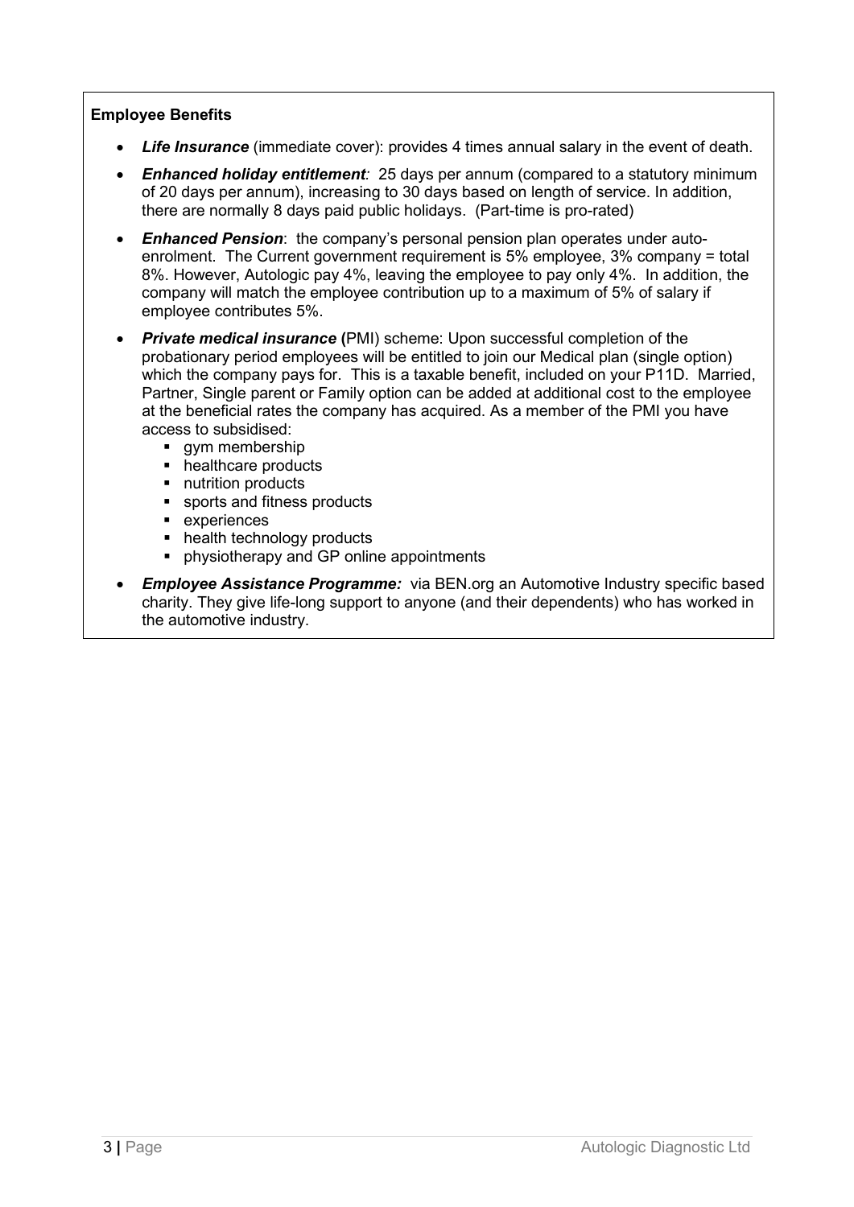**Employee Benefits**

- ***Life Insurance*** (immediate cover): provides 4 times annual salary in the event of death.
- ***Enhanced holiday entitlement****:* 25 days per annum (compared to a statutory minimum of 20 days per annum), increasing to 30 days based on length of service. In addition, there are normally 8 days paid public holidays. (Part-time is pro-rated)
- ***Enhanced Pension***: the company's personal pension plan operates under auto-enrolment. The Current government requirement is 5% employee, 3% company = total 8%. However, Autologic pay 4%, leaving the employee to pay only 4%. In addition, the company will match the employee contribution up to a maximum of 5% of salary if employee contributes 5%.
- ***Private medical insurance*** **(**PMI) scheme: Upon successful completion of the probationary period employees will be entitled to join our Medical plan (single option) which the company pays for. This is a taxable benefit, included on your P11D. Married, Partner, Single parent or Family option can be added at additional cost to the employee at the beneficial rates the company has acquired. As a member of the PMI you have access to subsidised:
  - gym membership
  - healthcare products
  - nutrition products
  - sports and fitness products
  - experiences
  - health technology products
  - physiotherapy and GP online appointments
- ***Employee Assistance Programme:*** via BEN.org an Automotive Industry specific based charity. They give life-long support to anyone (and their dependents) who has worked in the automotive industry.